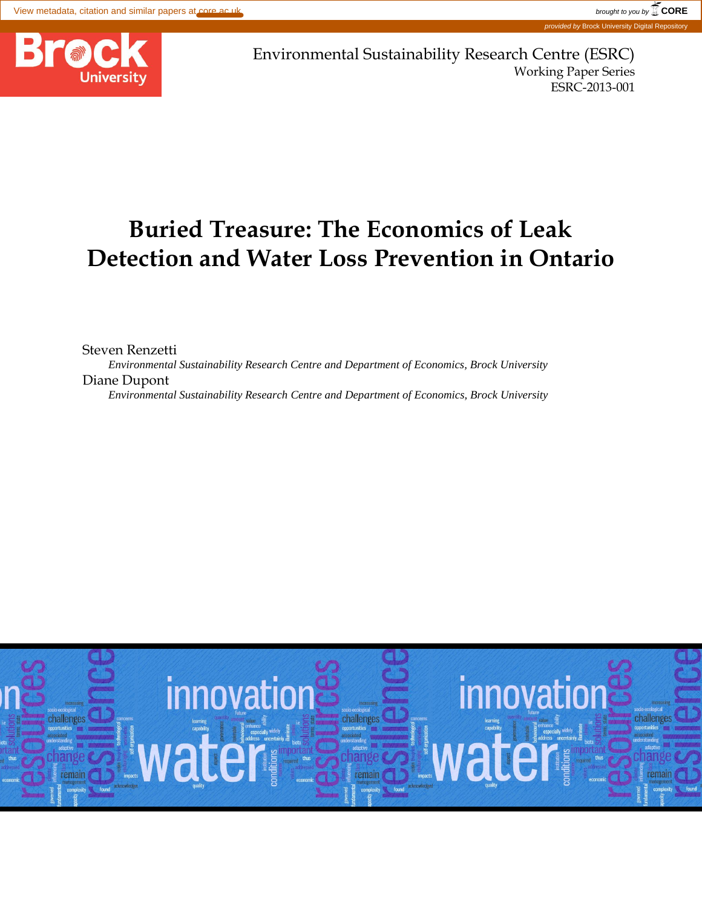Environmental Sustainability Research Centre (ESRC)
Working Paper Series
ESRC-2013-001

# Buried Treasure: The Economics of Leak Detection and Water Loss Prevention in Ontario

Steven Renzetti

*Environmental Sustainability Research Centre and Department of Economics, Brock University*

Diane Dupont

*Environmental Sustainability Research Centre and Department of Economics, Brock University*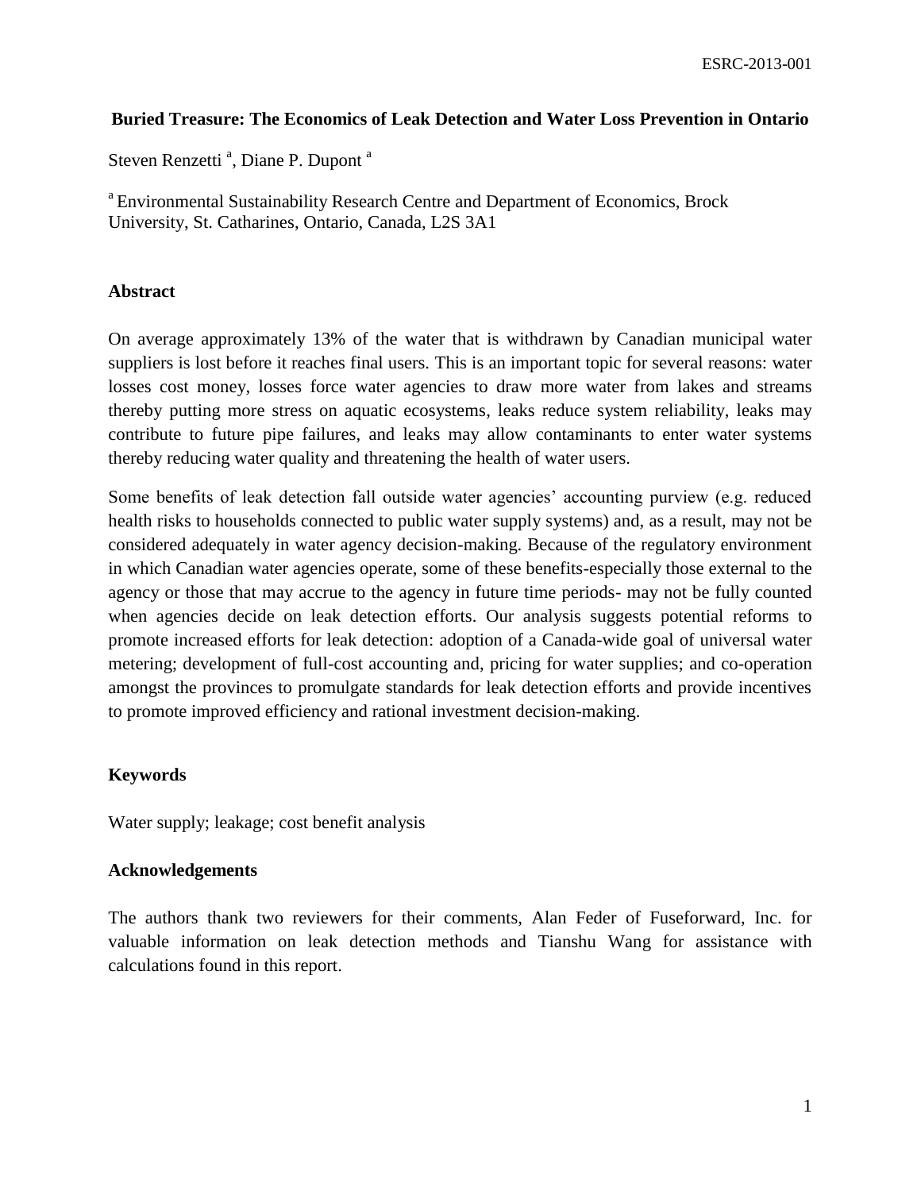**Buried Treasure: The Economics of Leak Detection and Water Loss Prevention in Ontario**

Steven Renzetti [a], Diane P. Dupont [a]

[a] Environmental Sustainability Research Centre and Department of Economics, Brock University, St. Catharines, Ontario, Canada, L2S 3A1

## Abstract

On average approximately 13% of the water that is withdrawn by Canadian municipal water suppliers is lost before it reaches final users. This is an important topic for several reasons: water losses cost money, losses force water agencies to draw more water from lakes and streams thereby putting more stress on aquatic ecosystems, leaks reduce system reliability, leaks may contribute to future pipe failures, and leaks may allow contaminants to enter water systems thereby reducing water quality and threatening the health of water users.

Some benefits of leak detection fall outside water agencies' accounting purview (e.g. reduced health risks to households connected to public water supply systems) and, as a result, may not be considered adequately in water agency decision-making. Because of the regulatory environment in which Canadian water agencies operate, some of these benefits-especially those external to the agency or those that may accrue to the agency in future time periods- may not be fully counted when agencies decide on leak detection efforts. Our analysis suggests potential reforms to promote increased efforts for leak detection: adoption of a Canada-wide goal of universal water metering; development of full-cost accounting and, pricing for water supplies; and co-operation amongst the provinces to promulgate standards for leak detection efforts and provide incentives to promote improved efficiency and rational investment decision-making.

## Keywords

Water supply; leakage; cost benefit analysis

## Acknowledgements

The authors thank two reviewers for their comments, Alan Feder of Fuseforward, Inc. for valuable information on leak detection methods and Tianshu Wang for assistance with calculations found in this report.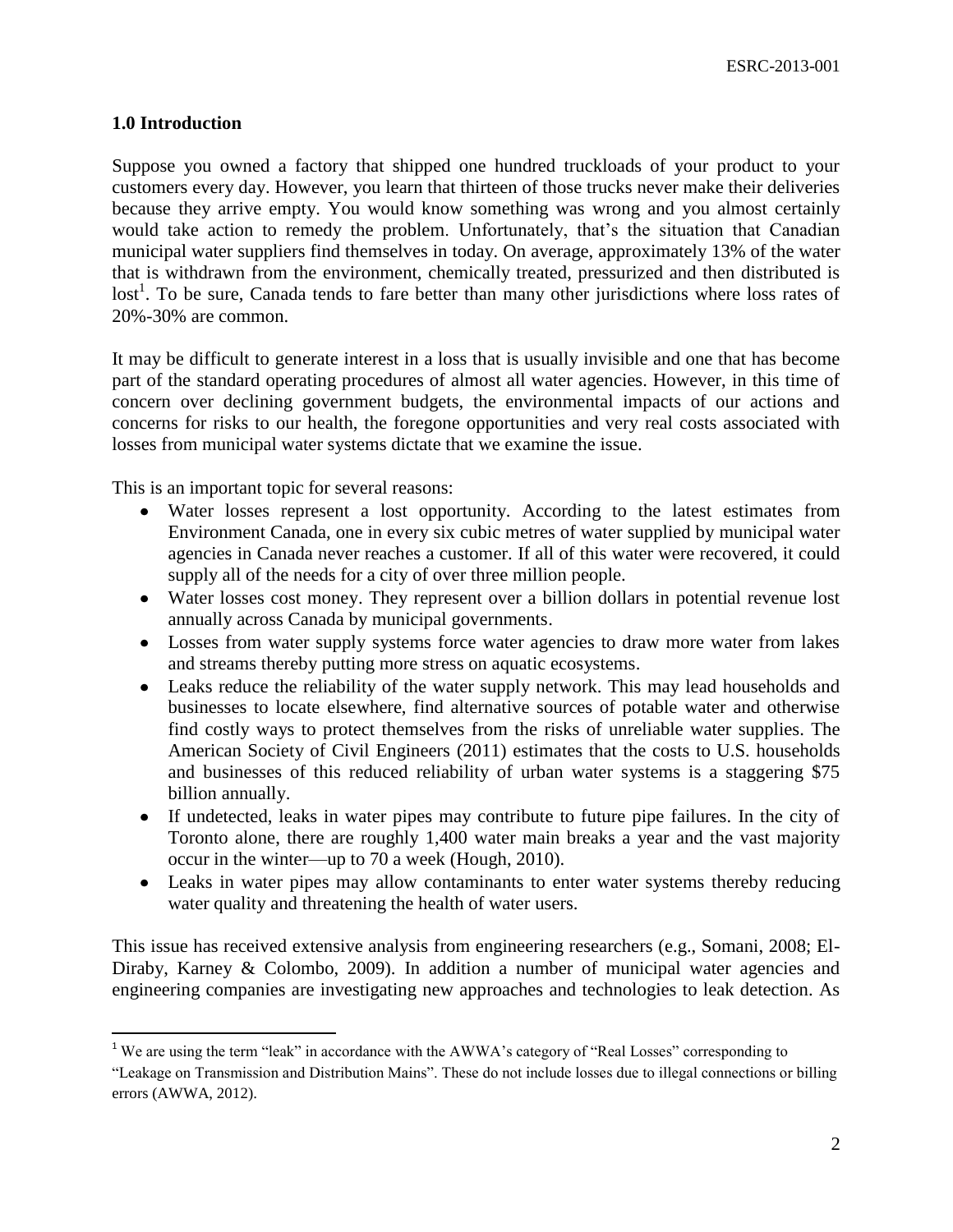### 1.0 Introduction

Suppose you owned a factory that shipped one hundred truckloads of your product to your customers every day. However, you learn that thirteen of those trucks never make their deliveries because they arrive empty. You would know something was wrong and you almost certainly would take action to remedy the problem. Unfortunately, that's the situation that Canadian municipal water suppliers find themselves in today. On average, approximately 13% of the water that is withdrawn from the environment, chemically treated, pressurized and then distributed is lost[1]. To be sure, Canada tends to fare better than many other jurisdictions where loss rates of 20%-30% are common.

It may be difficult to generate interest in a loss that is usually invisible and one that has become part of the standard operating procedures of almost all water agencies. However, in this time of concern over declining government budgets, the environmental impacts of our actions and concerns for risks to our health, the foregone opportunities and very real costs associated with losses from municipal water systems dictate that we examine the issue.

This is an important topic for several reasons:

- Water losses represent a lost opportunity. According to the latest estimates from Environment Canada, one in every six cubic metres of water supplied by municipal water agencies in Canada never reaches a customer. If all of this water were recovered, it could supply all of the needs for a city of over three million people.
- Water losses cost money. They represent over a billion dollars in potential revenue lost annually across Canada by municipal governments.
- Losses from water supply systems force water agencies to draw more water from lakes and streams thereby putting more stress on aquatic ecosystems.
- Leaks reduce the reliability of the water supply network. This may lead households and businesses to locate elsewhere, find alternative sources of potable water and otherwise find costly ways to protect themselves from the risks of unreliable water supplies. The American Society of Civil Engineers (2011) estimates that the costs to U.S. households and businesses of this reduced reliability of urban water systems is a staggering $75 billion annually.
- If undetected, leaks in water pipes may contribute to future pipe failures. In the city of Toronto alone, there are roughly 1,400 water main breaks a year and the vast majority occur in the winter—up to 70 a week (Hough, 2010).
- Leaks in water pipes may allow contaminants to enter water systems thereby reducing water quality and threatening the health of water users.

This issue has received extensive analysis from engineering researchers (e.g., Somani, 2008; El-Diraby, Karney & Colombo, 2009). In addition a number of municipal water agencies and engineering companies are investigating new approaches and technologies to leak detection. As

[1] We are using the term "leak" in accordance with the AWWA's category of "Real Losses" corresponding to "Leakage on Transmission and Distribution Mains". These do not include losses due to illegal connections or billing errors (AWWA, 2012).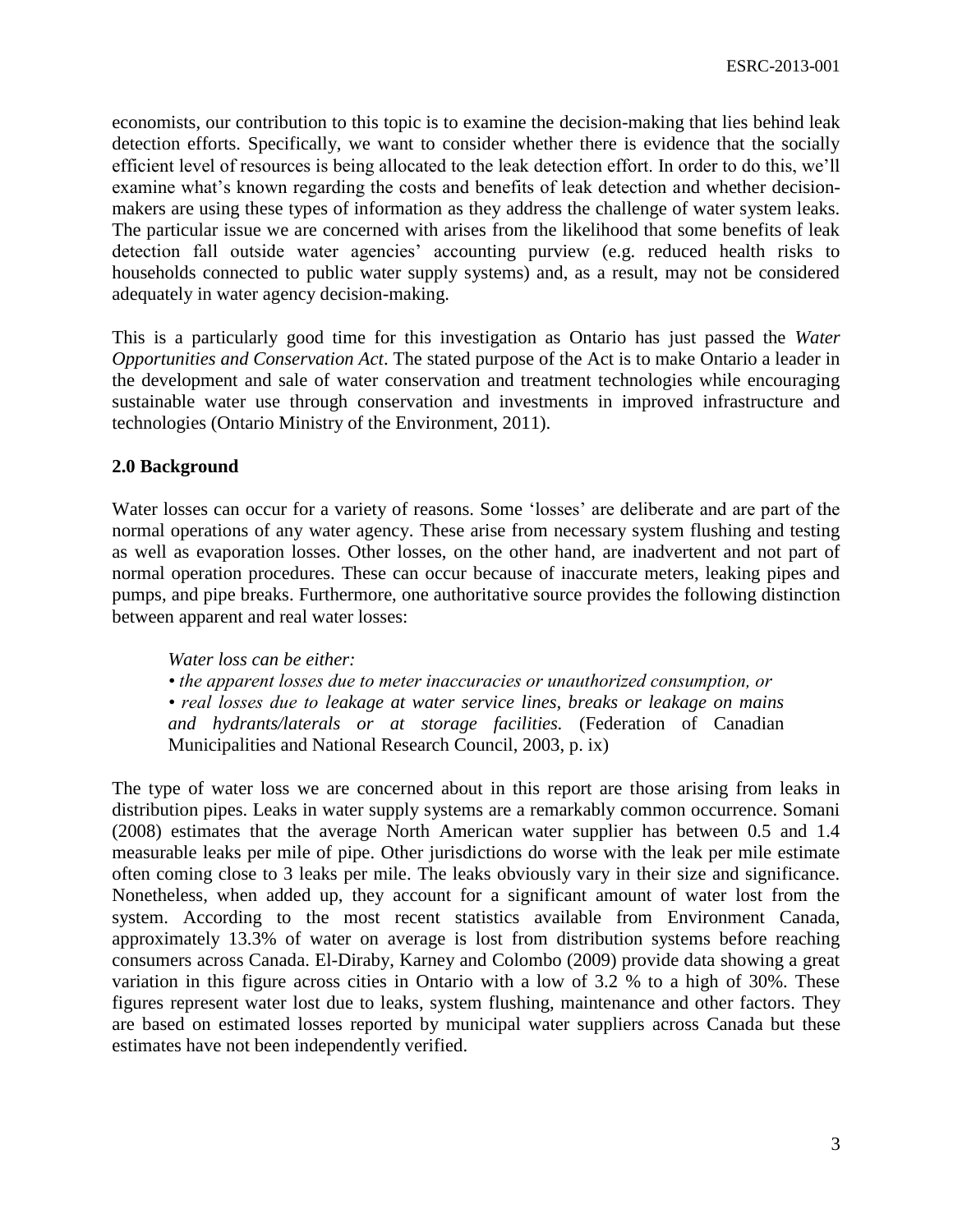economists, our contribution to this topic is to examine the decision-making that lies behind leak detection efforts. Specifically, we want to consider whether there is evidence that the socially efficient level of resources is being allocated to the leak detection effort. In order to do this, we'll examine what's known regarding the costs and benefits of leak detection and whether decision-makers are using these types of information as they address the challenge of water system leaks. The particular issue we are concerned with arises from the likelihood that some benefits of leak detection fall outside water agencies' accounting purview (e.g. reduced health risks to households connected to public water supply systems) and, as a result, may not be considered adequately in water agency decision-making.

This is a particularly good time for this investigation as Ontario has just passed the *Water Opportunities and Conservation Act*. The stated purpose of the Act is to make Ontario a leader in the development and sale of water conservation and treatment technologies while encouraging sustainable water use through conservation and investments in improved infrastructure and technologies (Ontario Ministry of the Environment, 2011).

## 2.0 Background

Water losses can occur for a variety of reasons. Some 'losses' are deliberate and are part of the normal operations of any water agency. These arise from necessary system flushing and testing as well as evaporation losses. Other losses, on the other hand, are inadvertent and not part of normal operation procedures. These can occur because of inaccurate meters, leaking pipes and pumps, and pipe breaks. Furthermore, one authoritative source provides the following distinction between apparent and real water losses:

> *Water loss can be either:*
> *• the apparent losses due to meter inaccuracies or unauthorized consumption, or*
> *• real losses due to leakage at water service lines, breaks or leakage on mains and hydrants/laterals or at storage facilities.* (Federation of Canadian Municipalities and National Research Council, 2003, p. ix)

The type of water loss we are concerned about in this report are those arising from leaks in distribution pipes. Leaks in water supply systems are a remarkably common occurrence. Somani (2008) estimates that the average North American water supplier has between 0.5 and 1.4 measurable leaks per mile of pipe. Other jurisdictions do worse with the leak per mile estimate often coming close to 3 leaks per mile. The leaks obviously vary in their size and significance. Nonetheless, when added up, they account for a significant amount of water lost from the system. According to the most recent statistics available from Environment Canada, approximately 13.3% of water on average is lost from distribution systems before reaching consumers across Canada. El-Diraby, Karney and Colombo (2009) provide data showing a great variation in this figure across cities in Ontario with a low of 3.2 % to a high of 30%. These figures represent water lost due to leaks, system flushing, maintenance and other factors. They are based on estimated losses reported by municipal water suppliers across Canada but these estimates have not been independently verified.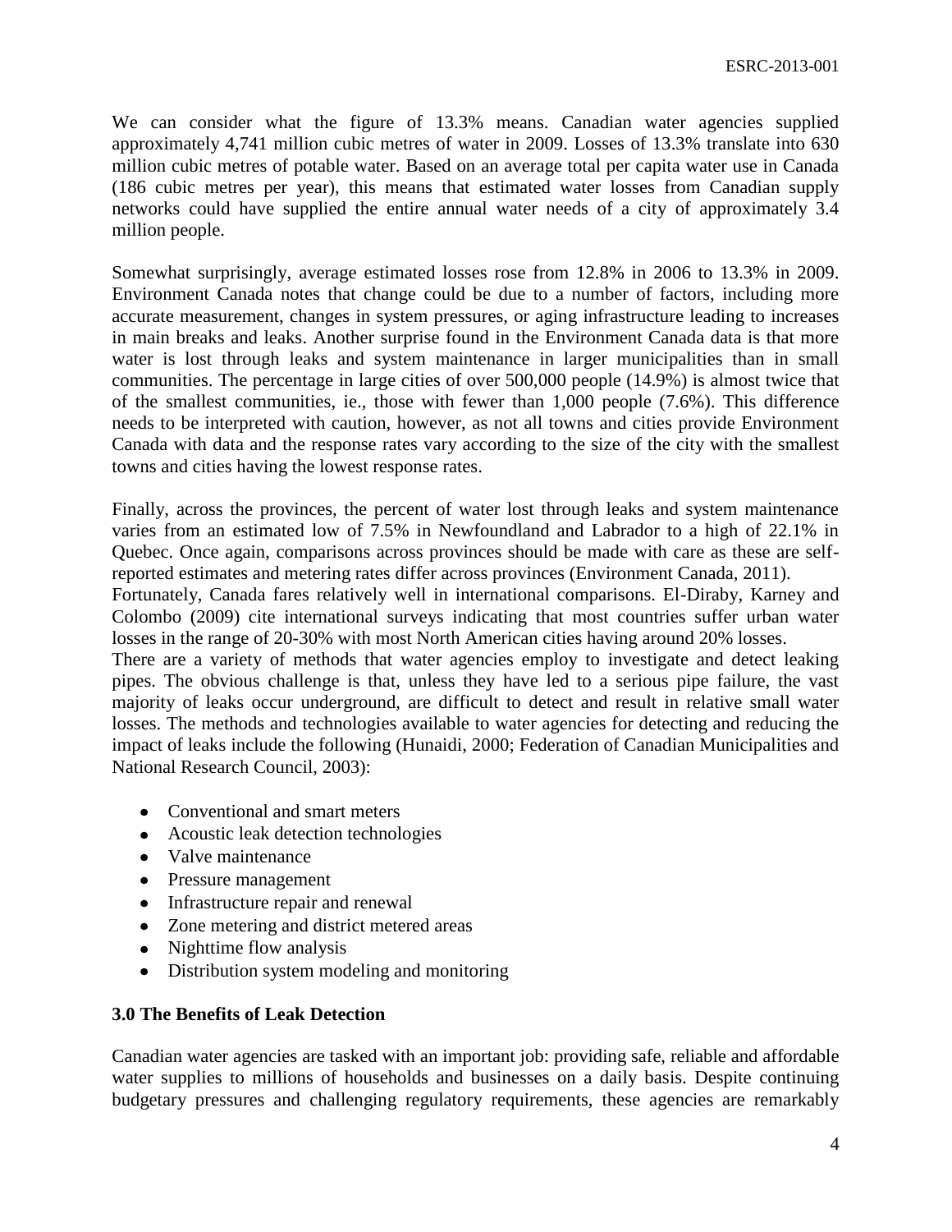We can consider what the figure of 13.3% means. Canadian water agencies supplied approximately 4,741 million cubic metres of water in 2009. Losses of 13.3% translate into 630 million cubic metres of potable water. Based on an average total per capita water use in Canada (186 cubic metres per year), this means that estimated water losses from Canadian supply networks could have supplied the entire annual water needs of a city of approximately 3.4 million people.

Somewhat surprisingly, average estimated losses rose from 12.8% in 2006 to 13.3% in 2009. Environment Canada notes that change could be due to a number of factors, including more accurate measurement, changes in system pressures, or aging infrastructure leading to increases in main breaks and leaks. Another surprise found in the Environment Canada data is that more water is lost through leaks and system maintenance in larger municipalities than in small communities. The percentage in large cities of over 500,000 people (14.9%) is almost twice that of the smallest communities, ie., those with fewer than 1,000 people (7.6%). This difference needs to be interpreted with caution, however, as not all towns and cities provide Environment Canada with data and the response rates vary according to the size of the city with the smallest towns and cities having the lowest response rates.

Finally, across the provinces, the percent of water lost through leaks and system maintenance varies from an estimated low of 7.5% in Newfoundland and Labrador to a high of 22.1% in Quebec. Once again, comparisons across provinces should be made with care as these are self-reported estimates and metering rates differ across provinces (Environment Canada, 2011).

Fortunately, Canada fares relatively well in international comparisons. El-Diraby, Karney and Colombo (2009) cite international surveys indicating that most countries suffer urban water losses in the range of 20-30% with most North American cities having around 20% losses.

There are a variety of methods that water agencies employ to investigate and detect leaking pipes. The obvious challenge is that, unless they have led to a serious pipe failure, the vast majority of leaks occur underground, are difficult to detect and result in relative small water losses. The methods and technologies available to water agencies for detecting and reducing the impact of leaks include the following (Hunaidi, 2000; Federation of Canadian Municipalities and National Research Council, 2003):

- Conventional and smart meters
- Acoustic leak detection technologies
- Valve maintenance
- Pressure management
- Infrastructure repair and renewal
- Zone metering and district metered areas
- Nighttime flow analysis
- Distribution system modeling and monitoring

## 3.0 The Benefits of Leak Detection

Canadian water agencies are tasked with an important job: providing safe, reliable and affordable water supplies to millions of households and businesses on a daily basis. Despite continuing budgetary pressures and challenging regulatory requirements, these agencies are remarkably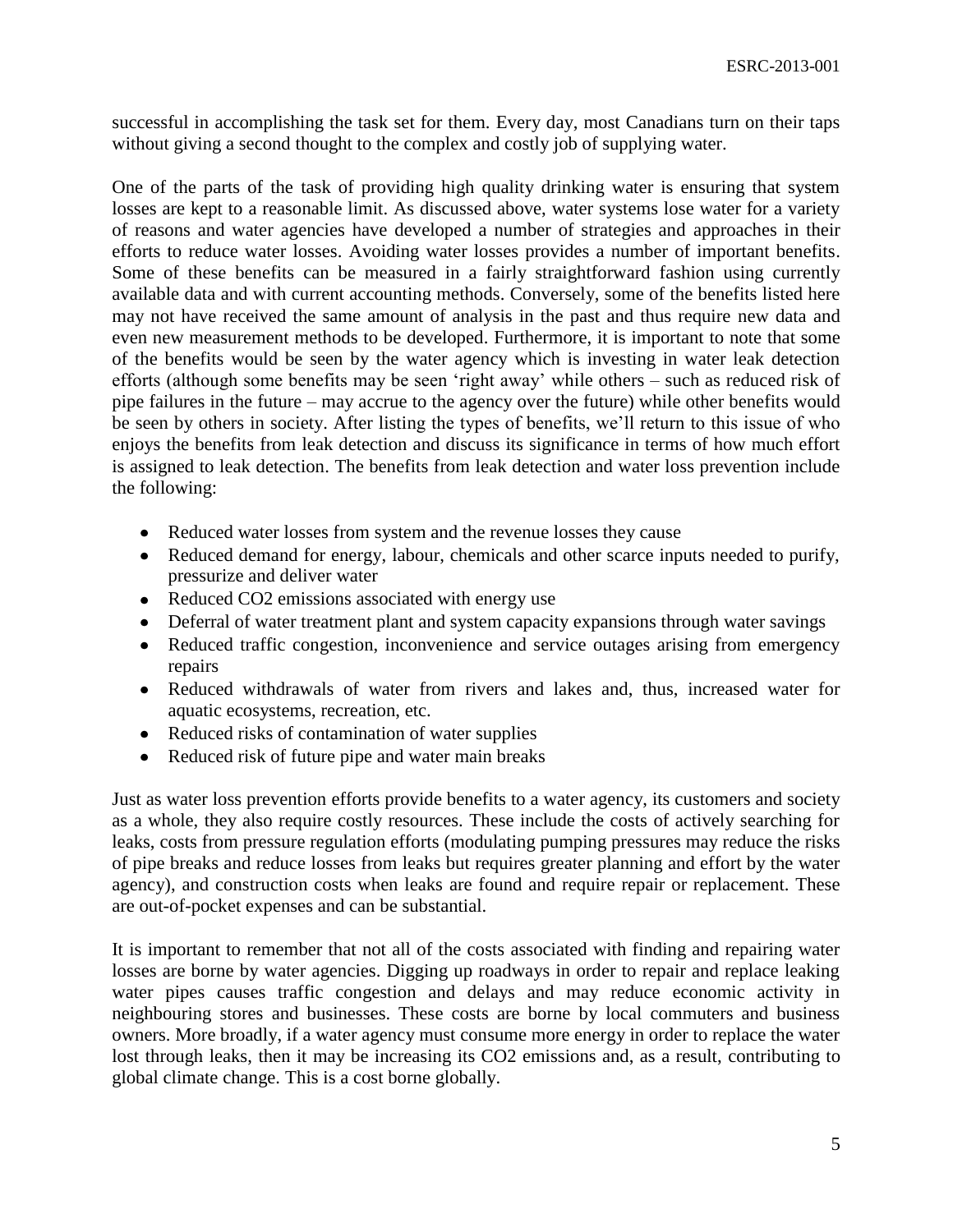successful in accomplishing the task set for them. Every day, most Canadians turn on their taps without giving a second thought to the complex and costly job of supplying water.

One of the parts of the task of providing high quality drinking water is ensuring that system losses are kept to a reasonable limit. As discussed above, water systems lose water for a variety of reasons and water agencies have developed a number of strategies and approaches in their efforts to reduce water losses. Avoiding water losses provides a number of important benefits. Some of these benefits can be measured in a fairly straightforward fashion using currently available data and with current accounting methods. Conversely, some of the benefits listed here may not have received the same amount of analysis in the past and thus require new data and even new measurement methods to be developed. Furthermore, it is important to note that some of the benefits would be seen by the water agency which is investing in water leak detection efforts (although some benefits may be seen 'right away' while others – such as reduced risk of pipe failures in the future – may accrue to the agency over the future) while other benefits would be seen by others in society. After listing the types of benefits, we'll return to this issue of who enjoys the benefits from leak detection and discuss its significance in terms of how much effort is assigned to leak detection. The benefits from leak detection and water loss prevention include the following:

- Reduced water losses from system and the revenue losses they cause
- Reduced demand for energy, labour, chemicals and other scarce inputs needed to purify, pressurize and deliver water
- Reduced $CO_2$ emissions associated with energy use
- Deferral of water treatment plant and system capacity expansions through water savings
- Reduced traffic congestion, inconvenience and service outages arising from emergency repairs
- Reduced withdrawals of water from rivers and lakes and, thus, increased water for aquatic ecosystems, recreation, etc.
- Reduced risks of contamination of water supplies
- Reduced risk of future pipe and water main breaks

Just as water loss prevention efforts provide benefits to a water agency, its customers and society as a whole, they also require costly resources. These include the costs of actively searching for leaks, costs from pressure regulation efforts (modulating pumping pressures may reduce the risks of pipe breaks and reduce losses from leaks but requires greater planning and effort by the water agency), and construction costs when leaks are found and require repair or replacement. These are out-of-pocket expenses and can be substantial.

It is important to remember that not all of the costs associated with finding and repairing water losses are borne by water agencies. Digging up roadways in order to repair and replace leaking water pipes causes traffic congestion and delays and may reduce economic activity in neighbouring stores and businesses. These costs are borne by local commuters and business owners. More broadly, if a water agency must consume more energy in order to replace the water lost through leaks, then it may be increasing its $CO_2$ emissions and, as a result, contributing to global climate change. This is a cost borne globally.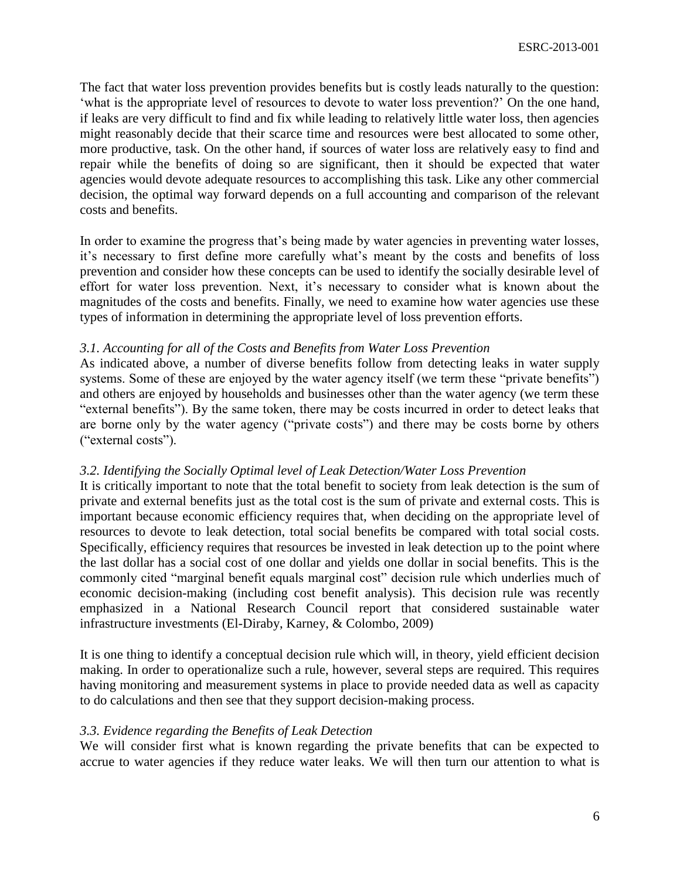The fact that water loss prevention provides benefits but is costly leads naturally to the question: 'what is the appropriate level of resources to devote to water loss prevention?' On the one hand, if leaks are very difficult to find and fix while leading to relatively little water loss, then agencies might reasonably decide that their scarce time and resources were best allocated to some other, more productive, task. On the other hand, if sources of water loss are relatively easy to find and repair while the benefits of doing so are significant, then it should be expected that water agencies would devote adequate resources to accomplishing this task. Like any other commercial decision, the optimal way forward depends on a full accounting and comparison of the relevant costs and benefits.

In order to examine the progress that's being made by water agencies in preventing water losses, it's necessary to first define more carefully what's meant by the costs and benefits of loss prevention and consider how these concepts can be used to identify the socially desirable level of effort for water loss prevention. Next, it's necessary to consider what is known about the magnitudes of the costs and benefits. Finally, we need to examine how water agencies use these types of information in determining the appropriate level of loss prevention efforts.

### *3.1. Accounting for all of the Costs and Benefits from Water Loss Prevention*

As indicated above, a number of diverse benefits follow from detecting leaks in water supply systems. Some of these are enjoyed by the water agency itself (we term these "private benefits") and others are enjoyed by households and businesses other than the water agency (we term these "external benefits"). By the same token, there may be costs incurred in order to detect leaks that are borne only by the water agency ("private costs") and there may be costs borne by others ("external costs").

### *3.2. Identifying the Socially Optimal level of Leak Detection/Water Loss Prevention*

It is critically important to note that the total benefit to society from leak detection is the sum of private and external benefits just as the total cost is the sum of private and external costs. This is important because economic efficiency requires that, when deciding on the appropriate level of resources to devote to leak detection, total social benefits be compared with total social costs. Specifically, efficiency requires that resources be invested in leak detection up to the point where the last dollar has a social cost of one dollar and yields one dollar in social benefits. This is the commonly cited "marginal benefit equals marginal cost" decision rule which underlies much of economic decision-making (including cost benefit analysis). This decision rule was recently emphasized in a National Research Council report that considered sustainable water infrastructure investments (El-Diraby, Karney, & Colombo, 2009)

It is one thing to identify a conceptual decision rule which will, in theory, yield efficient decision making. In order to operationalize such a rule, however, several steps are required. This requires having monitoring and measurement systems in place to provide needed data as well as capacity to do calculations and then see that they support decision-making process.

### *3.3. Evidence regarding the Benefits of Leak Detection*

We will consider first what is known regarding the private benefits that can be expected to accrue to water agencies if they reduce water leaks. We will then turn our attention to what is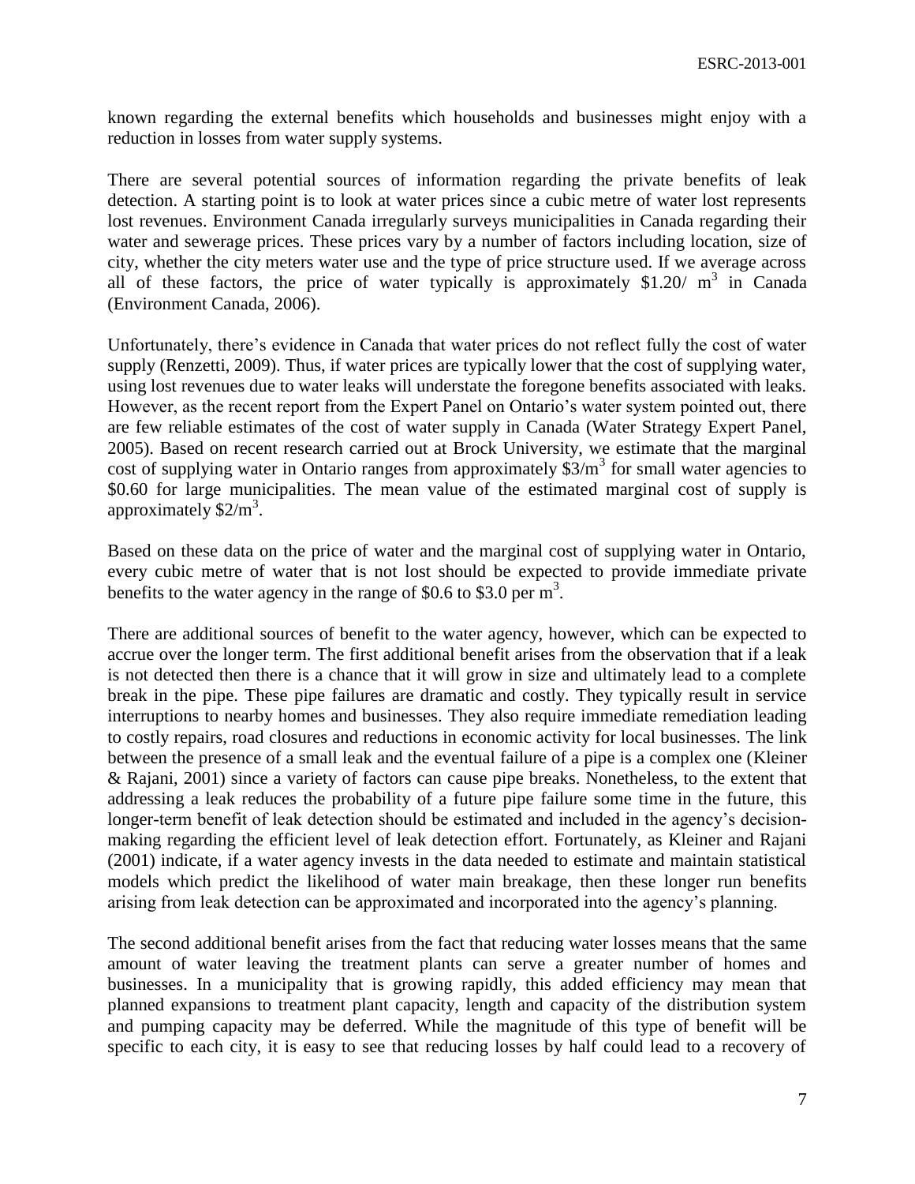known regarding the external benefits which households and businesses might enjoy with a reduction in losses from water supply systems.

There are several potential sources of information regarding the private benefits of leak detection. A starting point is to look at water prices since a cubic metre of water lost represents lost revenues. Environment Canada irregularly surveys municipalities in Canada regarding their water and sewerage prices. These prices vary by a number of factors including location, size of city, whether the city meters water use and the type of price structure used. If we average across all of these factors, the price of water typically is approximately \$1.20/ $m^3$ in Canada (Environment Canada, 2006).

Unfortunately, there's evidence in Canada that water prices do not reflect fully the cost of water supply (Renzetti, 2009). Thus, if water prices are typically lower that the cost of supplying water, using lost revenues due to water leaks will understate the foregone benefits associated with leaks. However, as the recent report from the Expert Panel on Ontario's water system pointed out, there are few reliable estimates of the cost of water supply in Canada (Water Strategy Expert Panel, 2005). Based on recent research carried out at Brock University, we estimate that the marginal cost of supplying water in Ontario ranges from approximately \$3/$m^3$ for small water agencies to \$0.60 for large municipalities. The mean value of the estimated marginal cost of supply is approximately \$2/$m^3$.

Based on these data on the price of water and the marginal cost of supplying water in Ontario, every cubic metre of water that is not lost should be expected to provide immediate private benefits to the water agency in the range of \$0.6 to \$3.0 per $m^3$.

There are additional sources of benefit to the water agency, however, which can be expected to accrue over the longer term. The first additional benefit arises from the observation that if a leak is not detected then there is a chance that it will grow in size and ultimately lead to a complete break in the pipe. These pipe failures are dramatic and costly. They typically result in service interruptions to nearby homes and businesses. They also require immediate remediation leading to costly repairs, road closures and reductions in economic activity for local businesses. The link between the presence of a small leak and the eventual failure of a pipe is a complex one (Kleiner & Rajani, 2001) since a variety of factors can cause pipe breaks. Nonetheless, to the extent that addressing a leak reduces the probability of a future pipe failure some time in the future, this longer-term benefit of leak detection should be estimated and included in the agency's decision-making regarding the efficient level of leak detection effort. Fortunately, as Kleiner and Rajani (2001) indicate, if a water agency invests in the data needed to estimate and maintain statistical models which predict the likelihood of water main breakage, then these longer run benefits arising from leak detection can be approximated and incorporated into the agency's planning.

The second additional benefit arises from the fact that reducing water losses means that the same amount of water leaving the treatment plants can serve a greater number of homes and businesses. In a municipality that is growing rapidly, this added efficiency may mean that planned expansions to treatment plant capacity, length and capacity of the distribution system and pumping capacity may be deferred. While the magnitude of this type of benefit will be specific to each city, it is easy to see that reducing losses by half could lead to a recovery of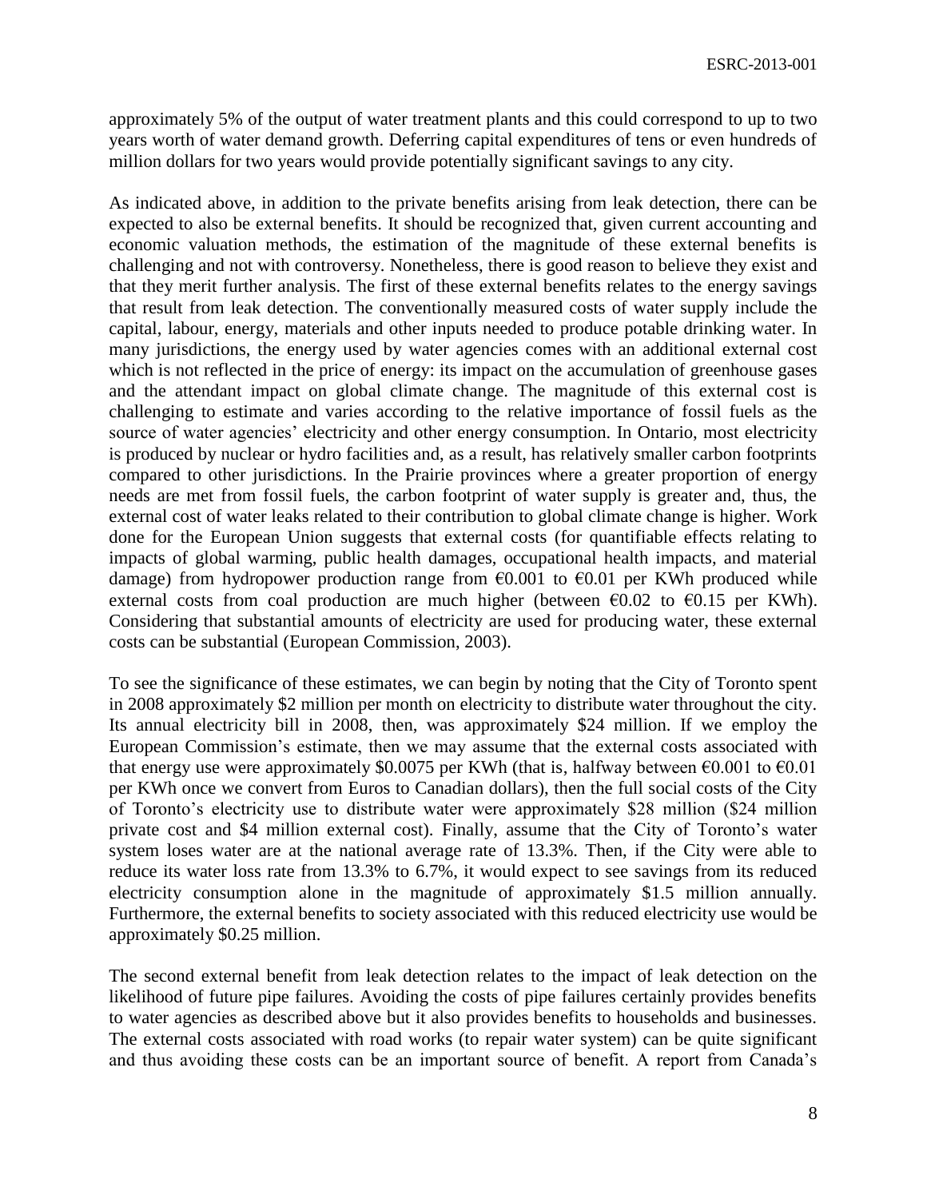approximately 5% of the output of water treatment plants and this could correspond to up to two years worth of water demand growth. Deferring capital expenditures of tens or even hundreds of million dollars for two years would provide potentially significant savings to any city.

As indicated above, in addition to the private benefits arising from leak detection, there can be expected to also be external benefits. It should be recognized that, given current accounting and economic valuation methods, the estimation of the magnitude of these external benefits is challenging and not with controversy. Nonetheless, there is good reason to believe they exist and that they merit further analysis. The first of these external benefits relates to the energy savings that result from leak detection. The conventionally measured costs of water supply include the capital, labour, energy, materials and other inputs needed to produce potable drinking water. In many jurisdictions, the energy used by water agencies comes with an additional external cost which is not reflected in the price of energy: its impact on the accumulation of greenhouse gases and the attendant impact on global climate change. The magnitude of this external cost is challenging to estimate and varies according to the relative importance of fossil fuels as the source of water agencies' electricity and other energy consumption. In Ontario, most electricity is produced by nuclear or hydro facilities and, as a result, has relatively smaller carbon footprints compared to other jurisdictions. In the Prairie provinces where a greater proportion of energy needs are met from fossil fuels, the carbon footprint of water supply is greater and, thus, the external cost of water leaks related to their contribution to global climate change is higher. Work done for the European Union suggests that external costs (for quantifiable effects relating to impacts of global warming, public health damages, occupational health impacts, and material damage) from hydropower production range from €0.001 to €0.01 per KWh produced while external costs from coal production are much higher (between €0.02 to €0.15 per KWh). Considering that substantial amounts of electricity are used for producing water, these external costs can be substantial (European Commission, 2003).

To see the significance of these estimates, we can begin by noting that the City of Toronto spent in 2008 approximately $2 million per month on electricity to distribute water throughout the city. Its annual electricity bill in 2008, then, was approximately $24 million. If we employ the European Commission's estimate, then we may assume that the external costs associated with that energy use were approximately $0.0075 per KWh (that is, halfway between €0.001 to €0.01 per KWh once we convert from Euros to Canadian dollars), then the full social costs of the City of Toronto's electricity use to distribute water were approximately $28 million ($24 million private cost and $4 million external cost). Finally, assume that the City of Toronto's water system loses water are at the national average rate of 13.3%. Then, if the City were able to reduce its water loss rate from 13.3% to 6.7%, it would expect to see savings from its reduced electricity consumption alone in the magnitude of approximately $1.5 million annually. Furthermore, the external benefits to society associated with this reduced electricity use would be approximately $0.25 million.

The second external benefit from leak detection relates to the impact of leak detection on the likelihood of future pipe failures. Avoiding the costs of pipe failures certainly provides benefits to water agencies as described above but it also provides benefits to households and businesses. The external costs associated with road works (to repair water system) can be quite significant and thus avoiding these costs can be an important source of benefit. A report from Canada's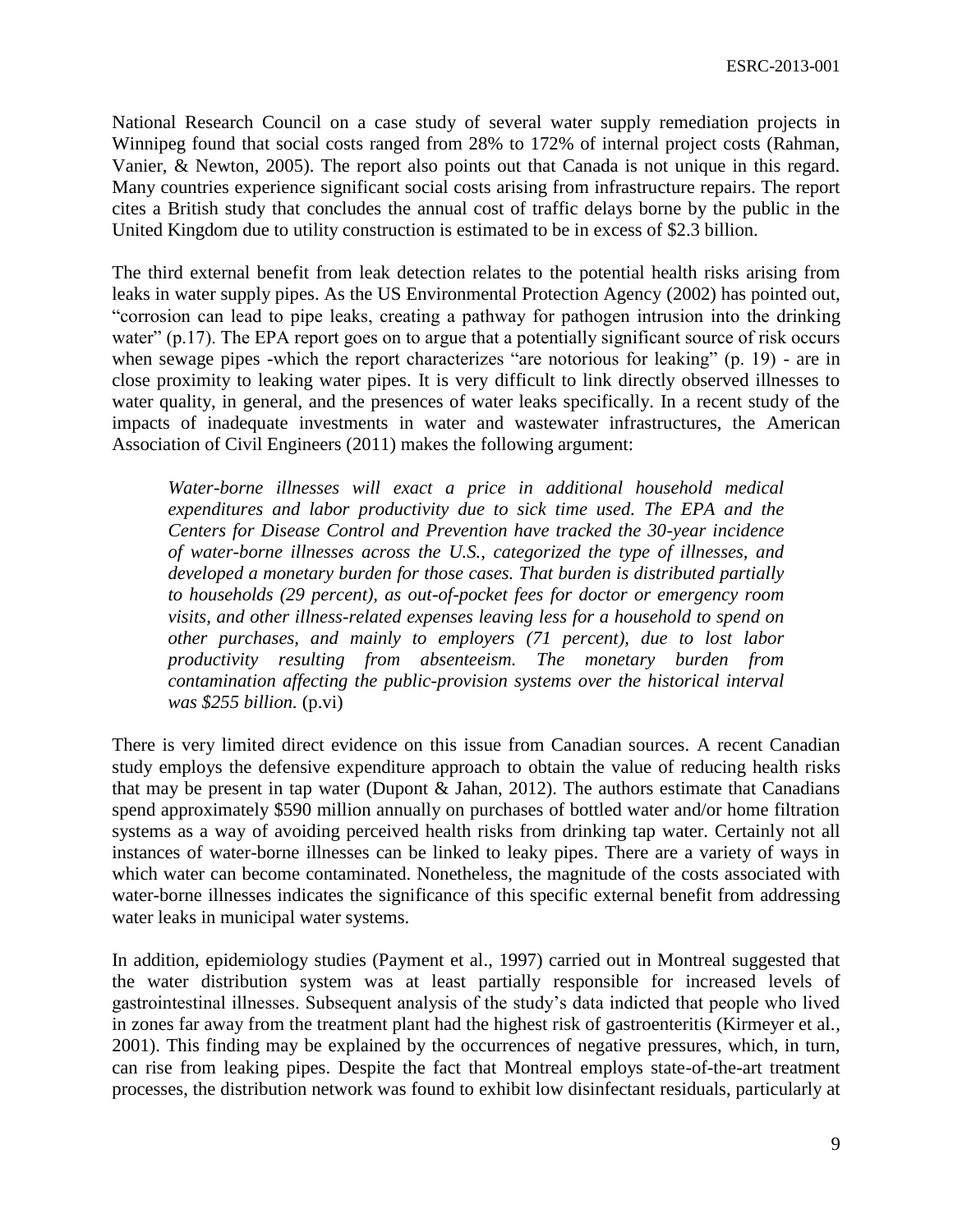National Research Council on a case study of several water supply remediation projects in Winnipeg found that social costs ranged from 28% to 172% of internal project costs (Rahman, Vanier, & Newton, 2005). The report also points out that Canada is not unique in this regard. Many countries experience significant social costs arising from infrastructure repairs. The report cites a British study that concludes the annual cost of traffic delays borne by the public in the United Kingdom due to utility construction is estimated to be in excess of $2.3 billion.

The third external benefit from leak detection relates to the potential health risks arising from leaks in water supply pipes. As the US Environmental Protection Agency (2002) has pointed out, "corrosion can lead to pipe leaks, creating a pathway for pathogen intrusion into the drinking water" (p.17). The EPA report goes on to argue that a potentially significant source of risk occurs when sewage pipes -which the report characterizes "are notorious for leaking" (p. 19) - are in close proximity to leaking water pipes. It is very difficult to link directly observed illnesses to water quality, in general, and the presences of water leaks specifically. In a recent study of the impacts of inadequate investments in water and wastewater infrastructures, the American Association of Civil Engineers (2011) makes the following argument:

> *Water-borne illnesses will exact a price in additional household medical expenditures and labor productivity due to sick time used. The EPA and the Centers for Disease Control and Prevention have tracked the 30-year incidence of water-borne illnesses across the U.S., categorized the type of illnesses, and developed a monetary burden for those cases. That burden is distributed partially to households (29 percent), as out-of-pocket fees for doctor or emergency room visits, and other illness-related expenses leaving less for a household to spend on other purchases, and mainly to employers (71 percent), due to lost labor productivity resulting from absenteeism. The monetary burden from contamination affecting the public-provision systems over the historical interval was $255 billion.* (p.vi)

There is very limited direct evidence on this issue from Canadian sources. A recent Canadian study employs the defensive expenditure approach to obtain the value of reducing health risks that may be present in tap water (Dupont & Jahan, 2012). The authors estimate that Canadians spend approximately $590 million annually on purchases of bottled water and/or home filtration systems as a way of avoiding perceived health risks from drinking tap water. Certainly not all instances of water-borne illnesses can be linked to leaky pipes. There are a variety of ways in which water can become contaminated. Nonetheless, the magnitude of the costs associated with water-borne illnesses indicates the significance of this specific external benefit from addressing water leaks in municipal water systems.

In addition, epidemiology studies (Payment et al., 1997) carried out in Montreal suggested that the water distribution system was at least partially responsible for increased levels of gastrointestinal illnesses. Subsequent analysis of the study's data indicted that people who lived in zones far away from the treatment plant had the highest risk of gastroenteritis (Kirmeyer et al., 2001). This finding may be explained by the occurrences of negative pressures, which, in turn, can rise from leaking pipes. Despite the fact that Montreal employs state-of-the-art treatment processes, the distribution network was found to exhibit low disinfectant residuals, particularly at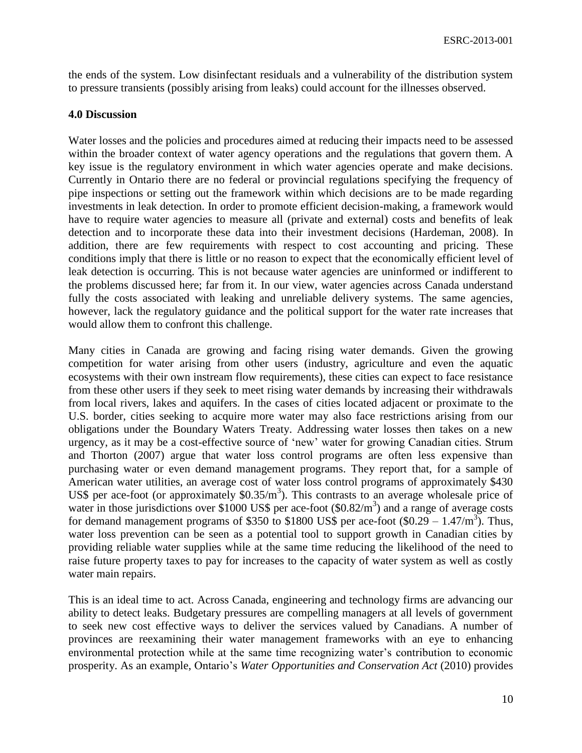the ends of the system. Low disinfectant residuals and a vulnerability of the distribution system to pressure transients (possibly arising from leaks) could account for the illnesses observed.

**4.0 Discussion**

Water losses and the policies and procedures aimed at reducing their impacts need to be assessed within the broader context of water agency operations and the regulations that govern them. A key issue is the regulatory environment in which water agencies operate and make decisions. Currently in Ontario there are no federal or provincial regulations specifying the frequency of pipe inspections or setting out the framework within which decisions are to be made regarding investments in leak detection. In order to promote efficient decision-making, a framework would have to require water agencies to measure all (private and external) costs and benefits of leak detection and to incorporate these data into their investment decisions (Hardeman, 2008). In addition, there are few requirements with respect to cost accounting and pricing. These conditions imply that there is little or no reason to expect that the economically efficient level of leak detection is occurring. This is not because water agencies are uninformed or indifferent to the problems discussed here; far from it. In our view, water agencies across Canada understand fully the costs associated with leaking and unreliable delivery systems. The same agencies, however, lack the regulatory guidance and the political support for the water rate increases that would allow them to confront this challenge.

Many cities in Canada are growing and facing rising water demands. Given the growing competition for water arising from other users (industry, agriculture and even the aquatic ecosystems with their own instream flow requirements), these cities can expect to face resistance from these other users if they seek to meet rising water demands by increasing their withdrawals from local rivers, lakes and aquifers. In the cases of cities located adjacent or proximate to the U.S. border, cities seeking to acquire more water may also face restrictions arising from our obligations under the Boundary Waters Treaty. Addressing water losses then takes on a new urgency, as it may be a cost-effective source of 'new' water for growing Canadian cities. Strum and Thorton (2007) argue that water loss control programs are often less expensive than purchasing water or even demand management programs. They report that, for a sample of American water utilities, an average cost of water loss control programs of approximately $430 US$ per ace-foot (or approximately $\$0.35/m^3$). This contrasts to an average wholesale price of water in those jurisdictions over $1000 US$ per ace-foot ($\$0.82/m^3$) and a range of average costs for demand management programs of $350 to $1800 US$ per ace-foot ($\$0.29 – 1.47/m^3$). Thus, water loss prevention can be seen as a potential tool to support growth in Canadian cities by providing reliable water supplies while at the same time reducing the likelihood of the need to raise future property taxes to pay for increases to the capacity of water system as well as costly water main repairs.

This is an ideal time to act. Across Canada, engineering and technology firms are advancing our ability to detect leaks. Budgetary pressures are compelling managers at all levels of government to seek new cost effective ways to deliver the services valued by Canadians. A number of provinces are reexamining their water management frameworks with an eye to enhancing environmental protection while at the same time recognizing water's contribution to economic prosperity. As an example, Ontario's *Water Opportunities and Conservation Act* (2010) provides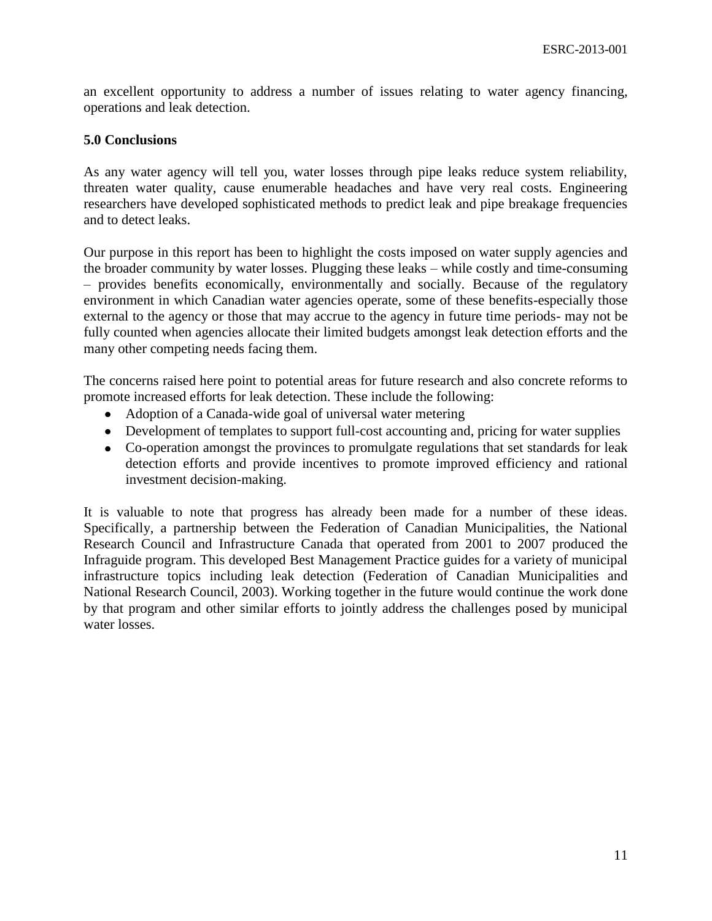an excellent opportunity to address a number of issues relating to water agency financing, operations and leak detection.

## 5.0 Conclusions

As any water agency will tell you, water losses through pipe leaks reduce system reliability, threaten water quality, cause enumerable headaches and have very real costs. Engineering researchers have developed sophisticated methods to predict leak and pipe breakage frequencies and to detect leaks.

Our purpose in this report has been to highlight the costs imposed on water supply agencies and the broader community by water losses. Plugging these leaks – while costly and time-consuming – provides benefits economically, environmentally and socially. Because of the regulatory environment in which Canadian water agencies operate, some of these benefits-especially those external to the agency or those that may accrue to the agency in future time periods- may not be fully counted when agencies allocate their limited budgets amongst leak detection efforts and the many other competing needs facing them.

The concerns raised here point to potential areas for future research and also concrete reforms to promote increased efforts for leak detection. These include the following:

- Adoption of a Canada-wide goal of universal water metering
- Development of templates to support full-cost accounting and, pricing for water supplies
- Co-operation amongst the provinces to promulgate regulations that set standards for leak detection efforts and provide incentives to promote improved efficiency and rational investment decision-making.

It is valuable to note that progress has already been made for a number of these ideas. Specifically, a partnership between the Federation of Canadian Municipalities, the National Research Council and Infrastructure Canada that operated from 2001 to 2007 produced the Infraguide program. This developed Best Management Practice guides for a variety of municipal infrastructure topics including leak detection (Federation of Canadian Municipalities and National Research Council, 2003). Working together in the future would continue the work done by that program and other similar efforts to jointly address the challenges posed by municipal water losses.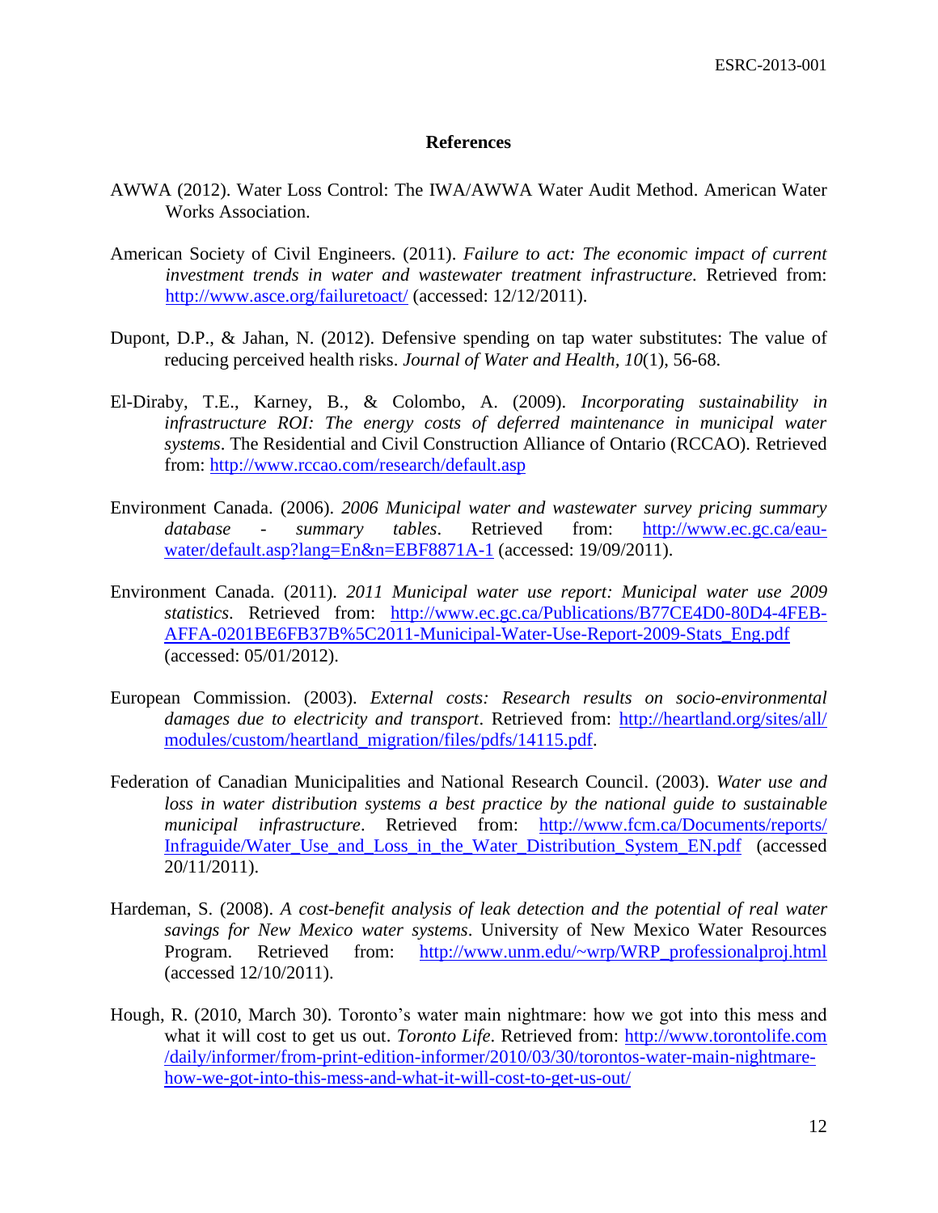# References

AWWA (2012). Water Loss Control: The IWA/AWWA Water Audit Method. American Water Works Association.

American Society of Civil Engineers. (2011). *Failure to act: The economic impact of current investment trends in water and wastewater treatment infrastructure.* Retrieved from: http://www.asce.org/failuretoact/ (accessed: 12/12/2011).

Dupont, D.P., & Jahan, N. (2012). Defensive spending on tap water substitutes: The value of reducing perceived health risks. *Journal of Water and Health, 10*(1), 56-68.

El-Diraby, T.E., Karney, B., & Colombo, A. (2009). *Incorporating sustainability in infrastructure ROI: The energy costs of deferred maintenance in municipal water systems*. The Residential and Civil Construction Alliance of Ontario (RCCAO). Retrieved from: http://www.rccao.com/research/default.asp

Environment Canada. (2006). *2006 Municipal water and wastewater survey pricing summary database - summary tables*. Retrieved from: http://www.ec.gc.ca/eau-water/default.asp?lang=En&n=EBF8871A-1 (accessed: 19/09/2011).

Environment Canada. (2011). *2011 Municipal water use report: Municipal water use 2009 statistics*. Retrieved from: http://www.ec.gc.ca/Publications/B77CE4D0-80D4-4FEB-AFFA-0201BE6FB37B%5C2011-Municipal-Water-Use-Report-2009-Stats_Eng.pdf (accessed: 05/01/2012).

European Commission. (2003). *External costs: Research results on socio-environmental damages due to electricity and transport*. Retrieved from: http://heartland.org/sites/all/modules/custom/heartland_migration/files/pdfs/14115.pdf.

Federation of Canadian Municipalities and National Research Council. (2003). *Water use and loss in water distribution systems a best practice by the national guide to sustainable municipal infrastructure*. Retrieved from: http://www.fcm.ca/Documents/reports/Infraguide/Water_Use_and_Loss_in_the_Water_Distribution_System_EN.pdf (accessed 20/11/2011).

Hardeman, S. (2008). *A cost-benefit analysis of leak detection and the potential of real water savings for New Mexico water systems*. University of New Mexico Water Resources Program. Retrieved from: http://www.unm.edu/~wrp/WRP_professionalproj.html (accessed 12/10/2011).

Hough, R. (2010, March 30). Toronto's water main nightmare: how we got into this mess and what it will cost to get us out. *Toronto Life*. Retrieved from: http://www.torontolife.com/daily/informer/from-print-edition-informer/2010/03/30/torontos-water-main-nightmare-how-we-got-into-this-mess-and-what-it-will-cost-to-get-us-out/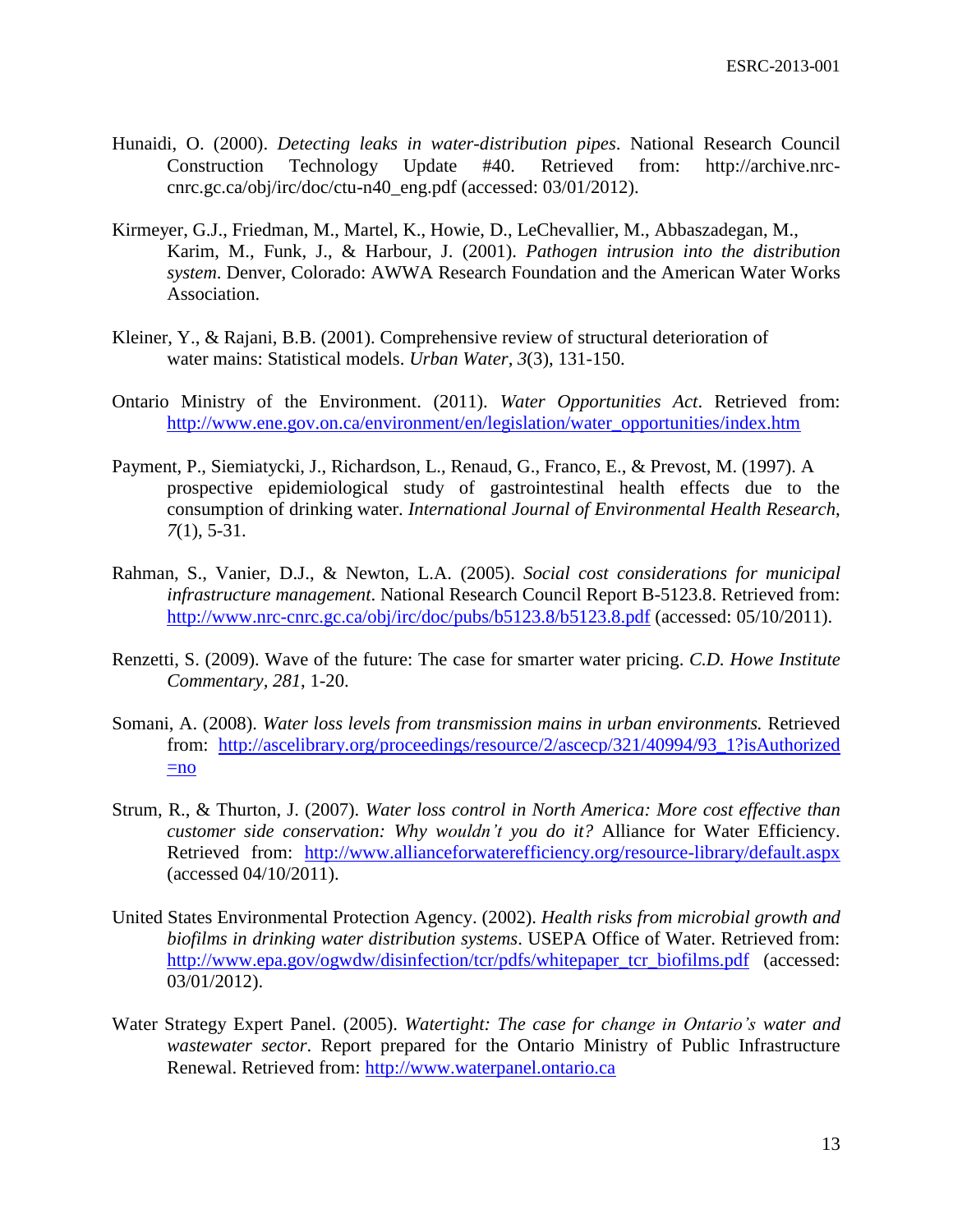Hunaidi, O. (2000). *Detecting leaks in water-distribution pipes*. National Research Council Construction Technology Update #40. Retrieved from: http://archive.nrc-cnrc.gc.ca/obj/irc/doc/ctu-n40_eng.pdf (accessed: 03/01/2012).

Kirmeyer, G.J., Friedman, M., Martel, K., Howie, D., LeChevallier, M., Abbaszadegan, M., Karim, M., Funk, J., & Harbour, J. (2001). *Pathogen intrusion into the distribution system*. Denver, Colorado: AWWA Research Foundation and the American Water Works Association.

Kleiner, Y., & Rajani, B.B. (2001). Comprehensive review of structural deterioration of water mains: Statistical models. *Urban Water, 3*(3), 131-150.

Ontario Ministry of the Environment. (2011). *Water Opportunities Act*. Retrieved from: http://www.ene.gov.on.ca/environment/en/legislation/water_opportunities/index.htm

Payment, P., Siemiatycki, J., Richardson, L., Renaud, G., Franco, E., & Prevost, M. (1997). A prospective epidemiological study of gastrointestinal health effects due to the consumption of drinking water. *International Journal of Environmental Health Research, 7*(1), 5-31.

Rahman, S., Vanier, D.J., & Newton, L.A. (2005). *Social cost considerations for municipal infrastructure management*. National Research Council Report B-5123.8. Retrieved from: http://www.nrc-cnrc.gc.ca/obj/irc/doc/pubs/b5123.8/b5123.8.pdf (accessed: 05/10/2011).

Renzetti, S. (2009). Wave of the future: The case for smarter water pricing. *C.D. Howe Institute Commentary, 281*, 1-20.

Somani, A. (2008). *Water loss levels from transmission mains in urban environments.* Retrieved from: http://ascelibrary.org/proceedings/resource/2/ascecp/321/40994/93_1?isAuthorized=no

Strum, R., & Thurton, J. (2007). *Water loss control in North America: More cost effective than customer side conservation: Why wouldn't you do it?* Alliance for Water Efficiency. Retrieved from: http://www.allianceforwaterefficiency.org/resource-library/default.aspx (accessed 04/10/2011).

United States Environmental Protection Agency. (2002). *Health risks from microbial growth and biofilms in drinking water distribution systems*. USEPA Office of Water. Retrieved from: http://www.epa.gov/ogwdw/disinfection/tcr/pdfs/whitepaper_tcr_biofilms.pdf (accessed: 03/01/2012).

Water Strategy Expert Panel. (2005). *Watertight: The case for change in Ontario's water and wastewater sector.* Report prepared for the Ontario Ministry of Public Infrastructure Renewal. Retrieved from: http://www.waterpanel.ontario.ca